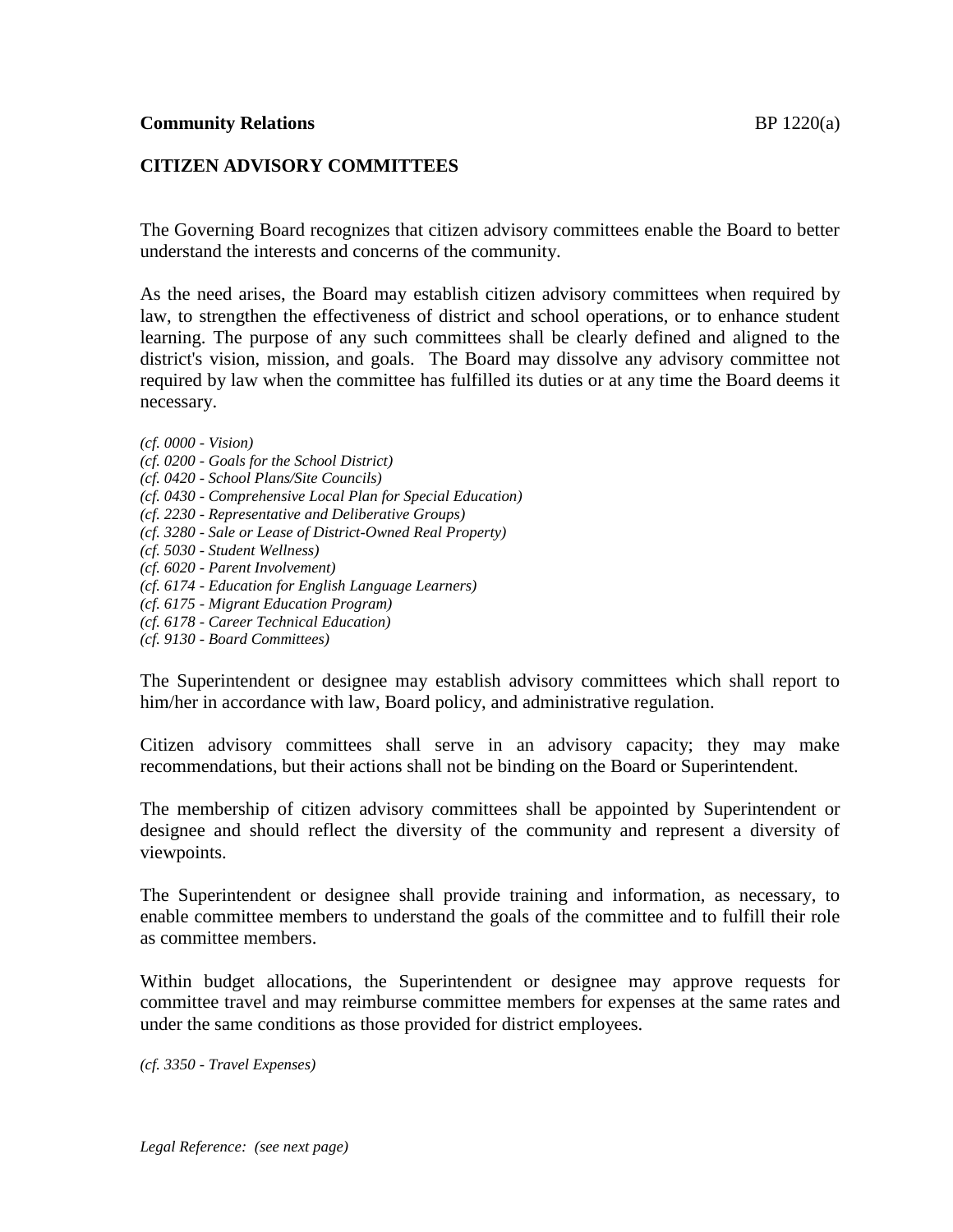**Community Relations** BP 1220(a)

## CITIZEN ADVISORY COMMITTEES

The Governing Board recognizes that citizen advisory committees enable the Board to better understand the interests and concerns of the community.

As the need arises, the Board may establish citizen advisory committees when required by law, to strengthen the effectiveness of district and school operations, or to enhance student learning. The purpose of any such committees shall be clearly defined and aligned to the district's vision, mission, and goals. The Board may dissolve any advisory committee not required by law when the committee has fulfilled its duties or at any time the Board deems it necessary.

*(cf. 0000 - Vision)*
*(cf. 0200 - Goals for the School District)*
*(cf. 0420 - School Plans/Site Councils)*
*(cf. 0430 - Comprehensive Local Plan for Special Education)*
*(cf. 2230 - Representative and Deliberative Groups)*
*(cf. 3280 - Sale or Lease of District-Owned Real Property)*
*(cf. 5030 - Student Wellness)*
*(cf. 6020 - Parent Involvement)*
*(cf. 6174 - Education for English Language Learners)*
*(cf. 6175 - Migrant Education Program)*
*(cf. 6178 - Career Technical Education)*
*(cf. 9130 - Board Committees)*

The Superintendent or designee may establish advisory committees which shall report to him/her in accordance with law, Board policy, and administrative regulation.

Citizen advisory committees shall serve in an advisory capacity; they may make recommendations, but their actions shall not be binding on the Board or Superintendent.

The membership of citizen advisory committees shall be appointed by Superintendent or designee and should reflect the diversity of the community and represent a diversity of viewpoints.

The Superintendent or designee shall provide training and information, as necessary, to enable committee members to understand the goals of the committee and to fulfill their role as committee members.

Within budget allocations, the Superintendent or designee may approve requests for committee travel and may reimburse committee members for expenses at the same rates and under the same conditions as those provided for district employees.

*(cf. 3350 - Travel Expenses)*

*Legal Reference: (see next page)*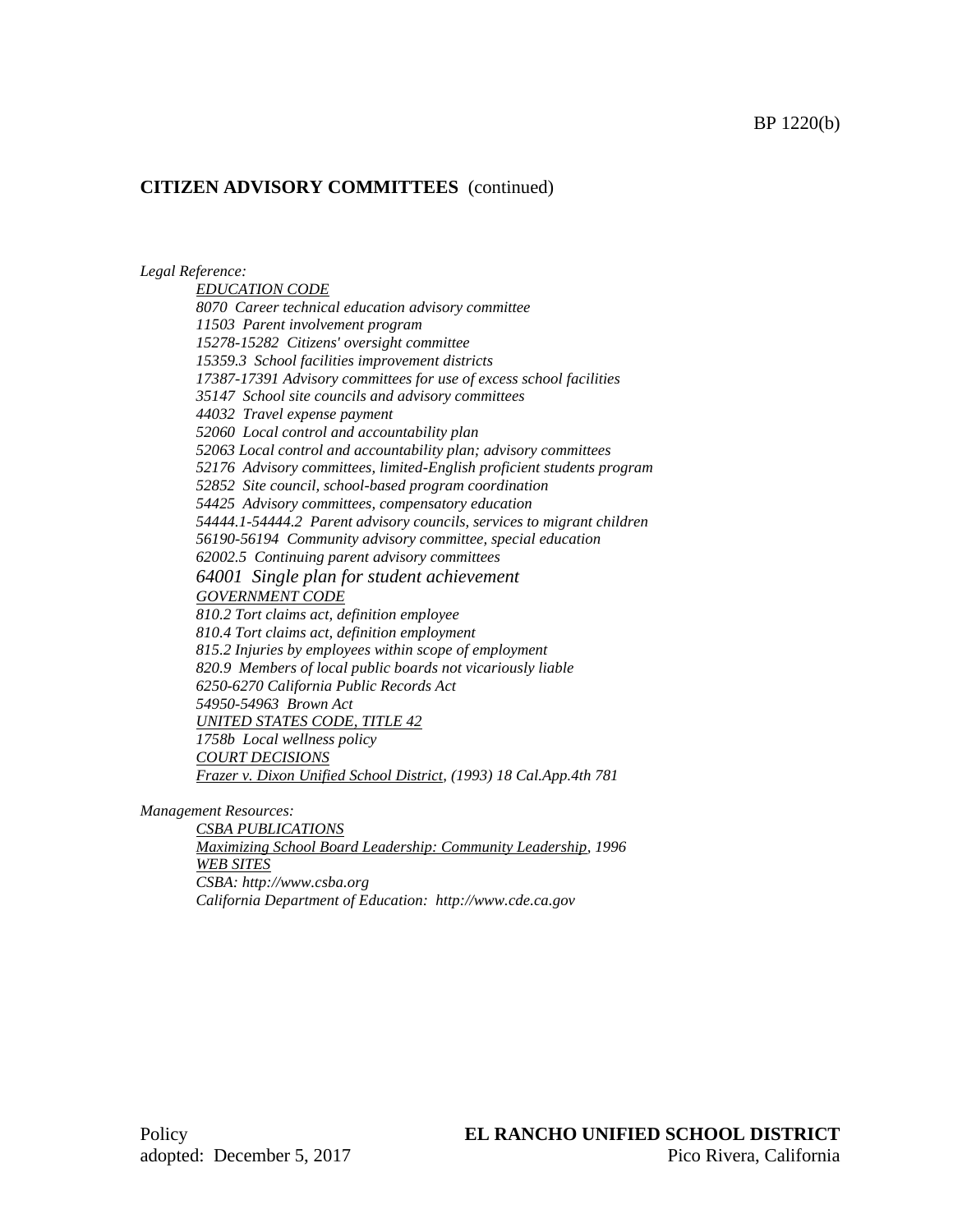**CITIZEN ADVISORY COMMITTEES** (continued)

*Legal Reference:*

*EDUCATION CODE*
*8070 Career technical education advisory committee*
*11503 Parent involvement program*
*15278-15282 Citizens' oversight committee*
*15359.3 School facilities improvement districts*
*17387-17391 Advisory committees for use of excess school facilities*
*35147 School site councils and advisory committees*
*44032 Travel expense payment*
*52060 Local control and accountability plan*
*52063 Local control and accountability plan; advisory committees*
*52176 Advisory committees, limited-English proficient students program*
*52852 Site council, school-based program coordination*
*54425 Advisory committees, compensatory education*
*54444.1-54444.2 Parent advisory councils, services to migrant children*
*56190-56194 Community advisory committee, special education*
*62002.5 Continuing parent advisory committees*
*64001 Single plan for student achievement*
*GOVERNMENT CODE*
*810.2 Tort claims act, definition employee*
*810.4 Tort claims act, definition employment*
*815.2 Injuries by employees within scope of employment*
*820.9 Members of local public boards not vicariously liable*
*6250-6270 California Public Records Act*
*54950-54963 Brown Act*
*UNITED STATES CODE, TITLE 42*
*1758b Local wellness policy*
*COURT DECISIONS*
*Frazer v. Dixon Unified School District, (1993) 18 Cal.App.4th 781*

*Management Resources:*

*CSBA PUBLICATIONS*
*Maximizing School Board Leadership: Community Leadership, 1996*
*WEB SITES*
*CSBA: http://www.csba.org*
*California Department of Education: http://www.cde.ca.gov*

Policy
adopted: December 5, 2017

**EL RANCHO UNIFIED SCHOOL DISTRICT**
Pico Rivera, California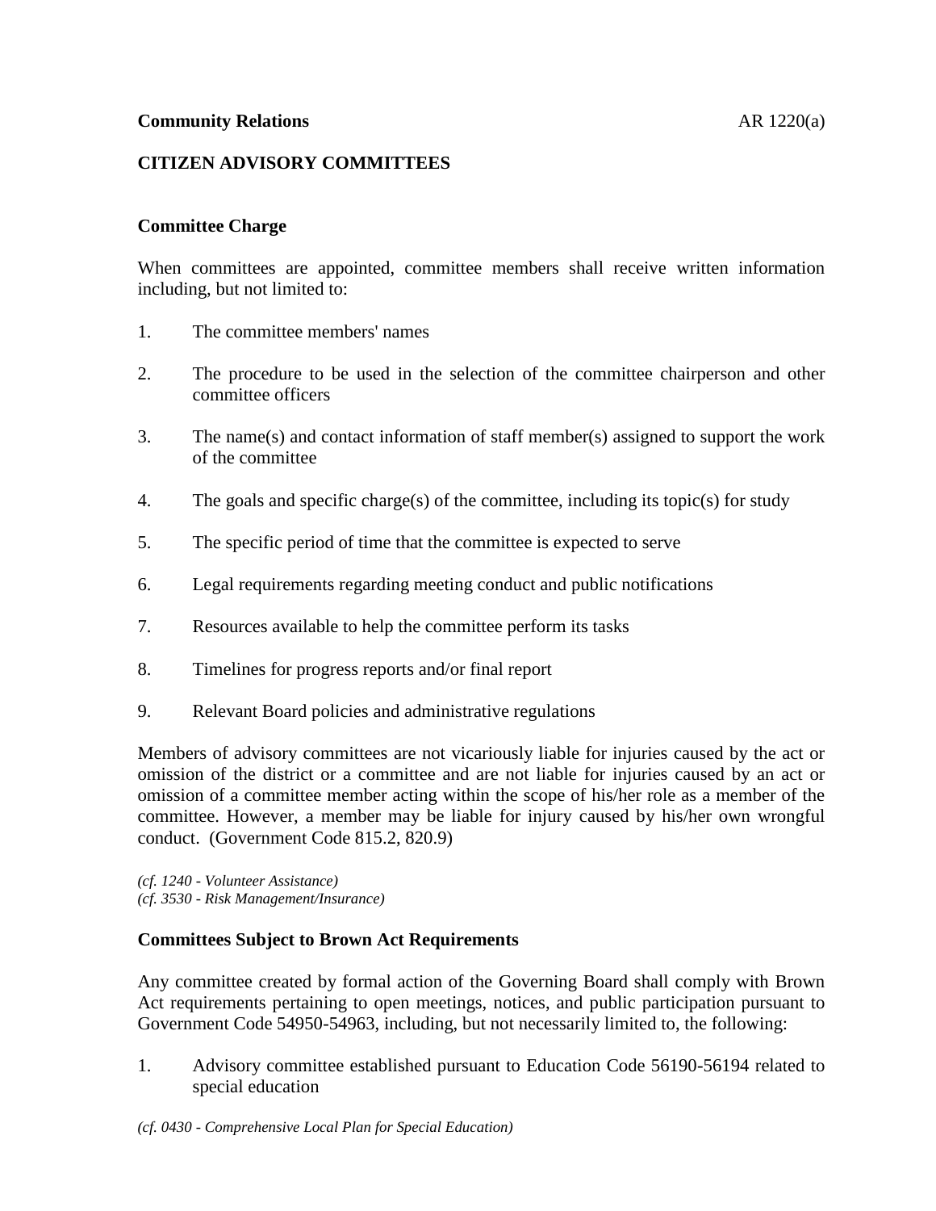**Community Relations** AR 1220(a)

## CITIZEN ADVISORY COMMITTEES

### Committee Charge

When committees are appointed, committee members shall receive written information including, but not limited to:

1. The committee members' names
2. The procedure to be used in the selection of the committee chairperson and other committee officers
3. The name(s) and contact information of staff member(s) assigned to support the work of the committee
4. The goals and specific charge(s) of the committee, including its topic(s) for study
5. The specific period of time that the committee is expected to serve
6. Legal requirements regarding meeting conduct and public notifications
7. Resources available to help the committee perform its tasks
8. Timelines for progress reports and/or final report
9. Relevant Board policies and administrative regulations

Members of advisory committees are not vicariously liable for injuries caused by the act or omission of the district or a committee and are not liable for injuries caused by an act or omission of a committee member acting within the scope of his/her role as a member of the committee. However, a member may be liable for injury caused by his/her own wrongful conduct. (Government Code 815.2, 820.9)

*(cf. 1240 - Volunteer Assistance)*
*(cf. 3530 - Risk Management/Insurance)*

### Committees Subject to Brown Act Requirements

Any committee created by formal action of the Governing Board shall comply with Brown Act requirements pertaining to open meetings, notices, and public participation pursuant to Government Code 54950-54963, including, but not necessarily limited to, the following:

1. Advisory committee established pursuant to Education Code 56190-56194 related to special education

*(cf. 0430 - Comprehensive Local Plan for Special Education)*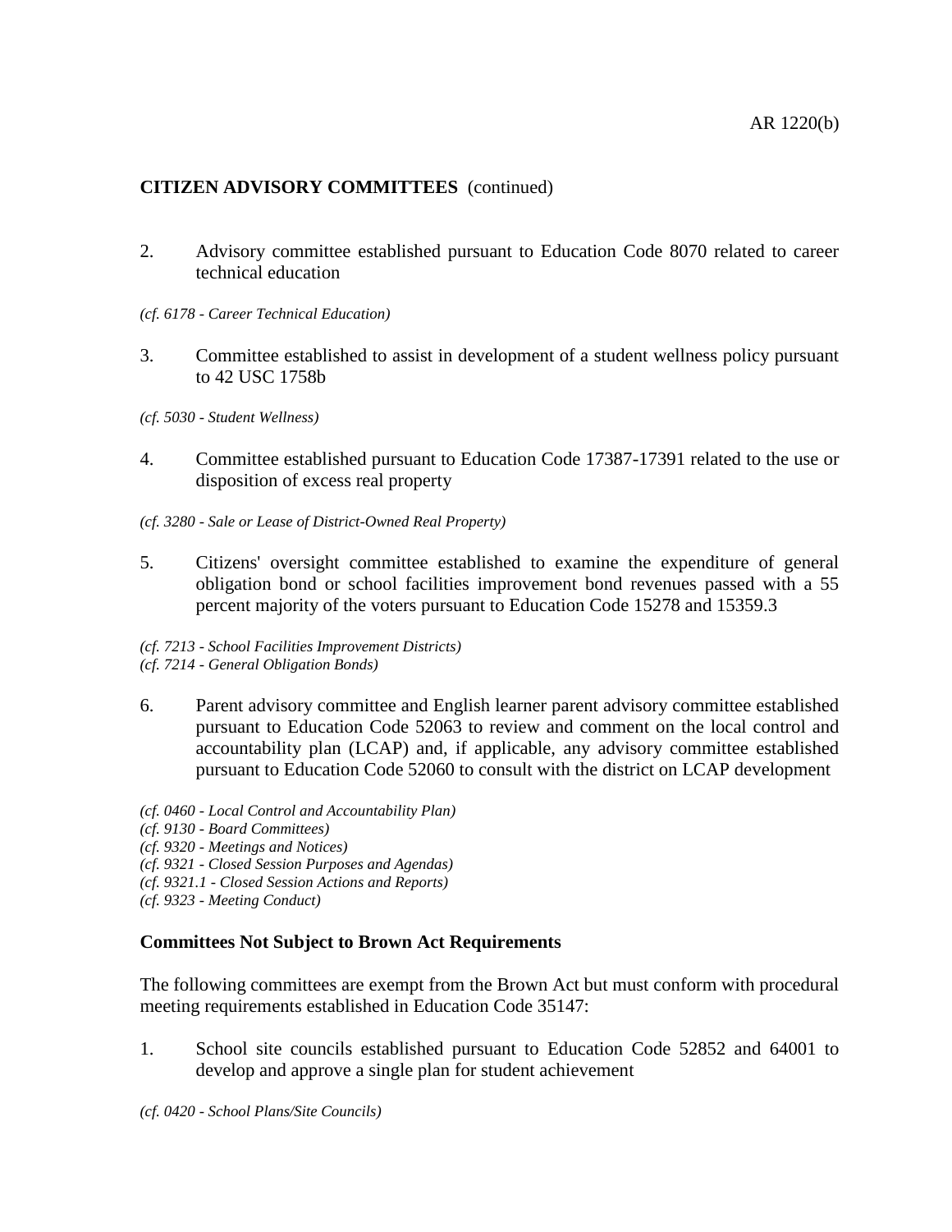**CITIZEN ADVISORY COMMITTEES** (continued)

2. Advisory committee established pursuant to Education Code 8070 related to career technical education

*(cf. 6178 - Career Technical Education)*

3. Committee established to assist in development of a student wellness policy pursuant to 42 USC 1758b

*(cf. 5030 - Student Wellness)*

4. Committee established pursuant to Education Code 17387-17391 related to the use or disposition of excess real property

*(cf. 3280 - Sale or Lease of District-Owned Real Property)*

5. Citizens' oversight committee established to examine the expenditure of general obligation bond or school facilities improvement bond revenues passed with a 55 percent majority of the voters pursuant to Education Code 15278 and 15359.3

*(cf. 7213 - School Facilities Improvement Districts)*
*(cf. 7214 - General Obligation Bonds)*

6. Parent advisory committee and English learner parent advisory committee established pursuant to Education Code 52063 to review and comment on the local control and accountability plan (LCAP) and, if applicable, any advisory committee established pursuant to Education Code 52060 to consult with the district on LCAP development

*(cf. 0460 - Local Control and Accountability Plan)*
*(cf. 9130 - Board Committees)*
*(cf. 9320 - Meetings and Notices)*
*(cf. 9321 - Closed Session Purposes and Agendas)*
*(cf. 9321.1 - Closed Session Actions and Reports)*
*(cf. 9323 - Meeting Conduct)*

**Committees Not Subject to Brown Act Requirements**

The following committees are exempt from the Brown Act but must conform with procedural meeting requirements established in Education Code 35147:

1. School site councils established pursuant to Education Code 52852 and 64001 to develop and approve a single plan for student achievement

*(cf. 0420 - School Plans/Site Councils)*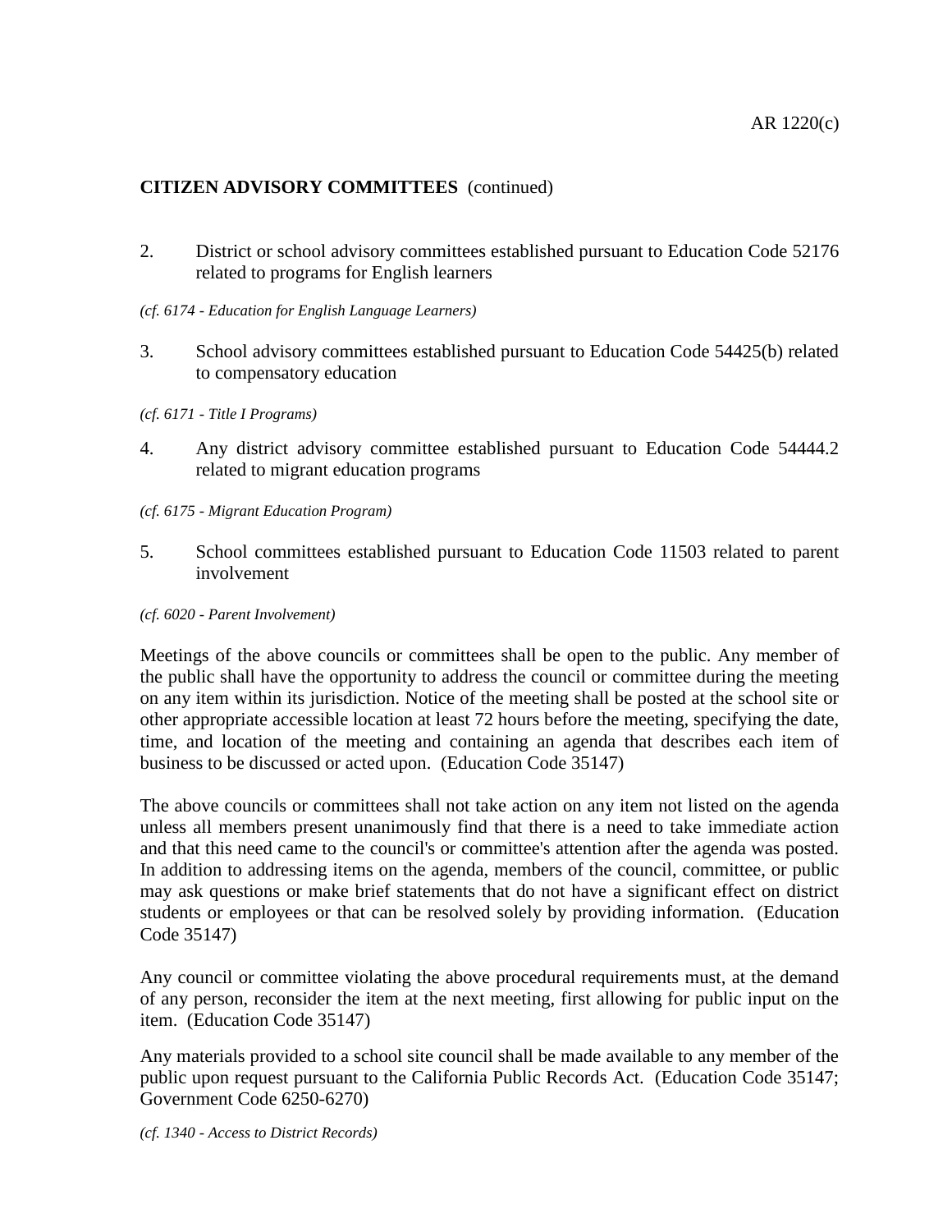**CITIZEN ADVISORY COMMITTEES** (continued)

2. District or school advisory committees established pursuant to Education Code 52176 related to programs for English learners

*(cf. 6174 - Education for English Language Learners)*

3. School advisory committees established pursuant to Education Code 54425(b) related to compensatory education

*(cf. 6171 - Title I Programs)*

4. Any district advisory committee established pursuant to Education Code 54444.2 related to migrant education programs

*(cf. 6175 - Migrant Education Program)*

5. School committees established pursuant to Education Code 11503 related to parent involvement

*(cf. 6020 - Parent Involvement)*

Meetings of the above councils or committees shall be open to the public. Any member of the public shall have the opportunity to address the council or committee during the meeting on any item within its jurisdiction. Notice of the meeting shall be posted at the school site or other appropriate accessible location at least 72 hours before the meeting, specifying the date, time, and location of the meeting and containing an agenda that describes each item of business to be discussed or acted upon. (Education Code 35147)

The above councils or committees shall not take action on any item not listed on the agenda unless all members present unanimously find that there is a need to take immediate action and that this need came to the council's or committee's attention after the agenda was posted. In addition to addressing items on the agenda, members of the council, committee, or public may ask questions or make brief statements that do not have a significant effect on district students or employees or that can be resolved solely by providing information. (Education Code 35147)

Any council or committee violating the above procedural requirements must, at the demand of any person, reconsider the item at the next meeting, first allowing for public input on the item. (Education Code 35147)

Any materials provided to a school site council shall be made available to any member of the public upon request pursuant to the California Public Records Act. (Education Code 35147; Government Code 6250-6270)

*(cf. 1340 - Access to District Records)*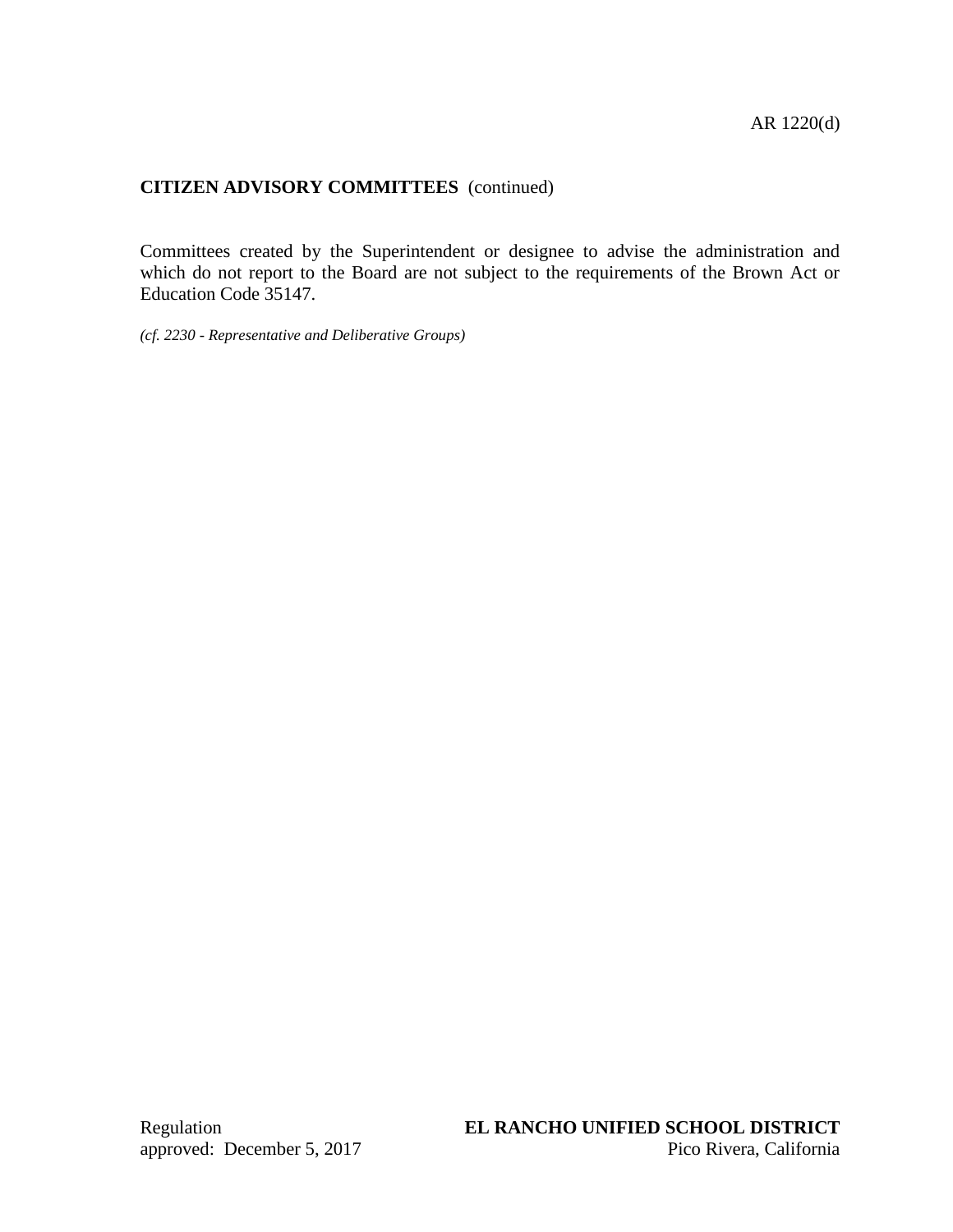**CITIZEN ADVISORY COMMITTEES** (continued)

Committees created by the Superintendent or designee to advise the administration and which do not report to the Board are not subject to the requirements of the Brown Act or Education Code 35147.

*(cf. 2230 - Representative and Deliberative Groups)*

Regulation **EL RANCHO UNIFIED SCHOOL DISTRICT**
approved: December 5, 2017 Pico Rivera, California